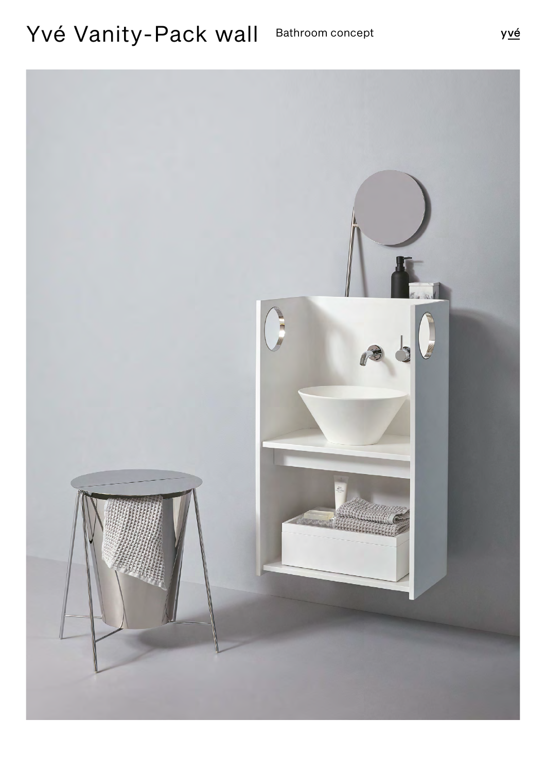# Yvé Vanity-Pack wall

Bathroom concept

yvé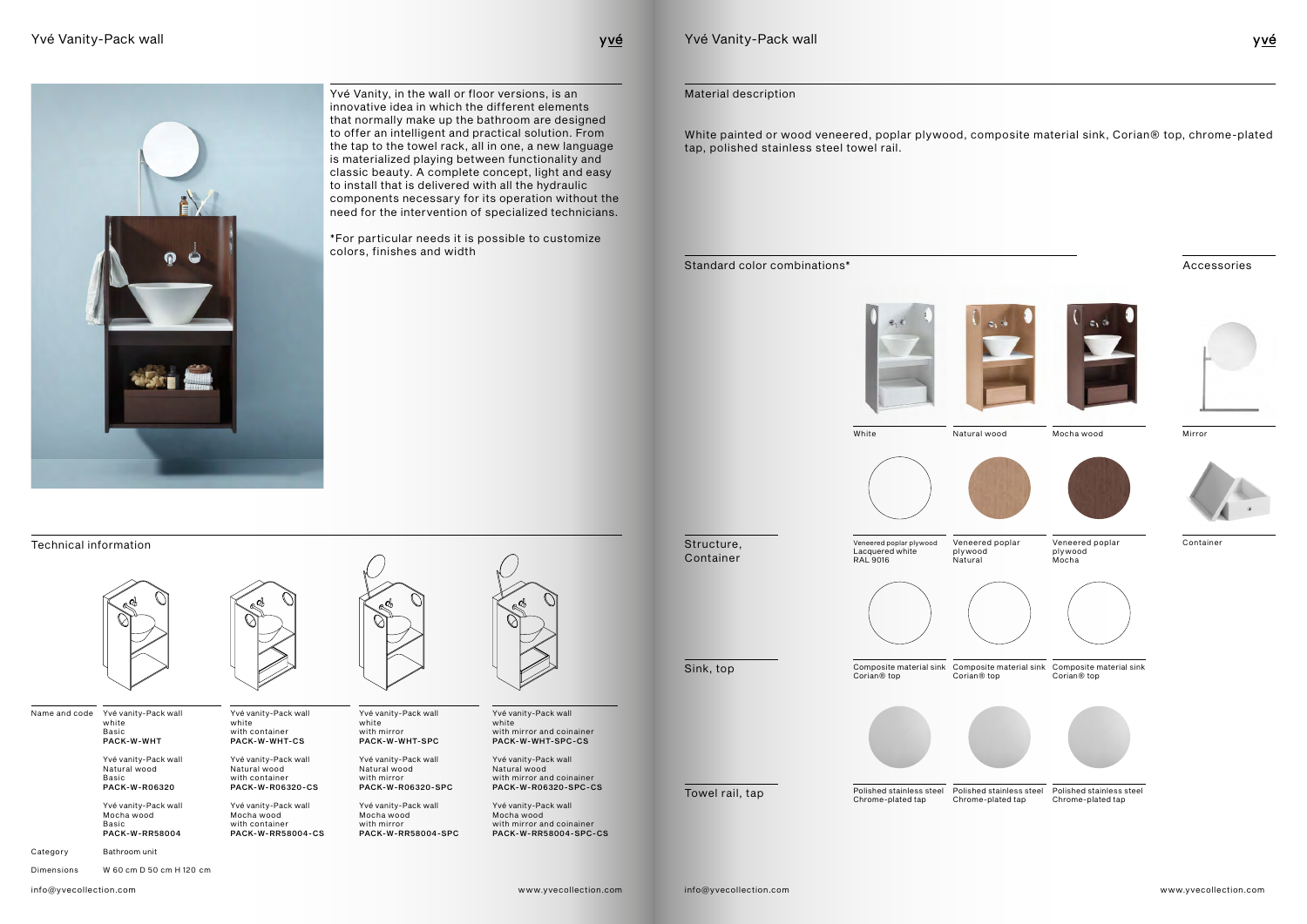# Yvé Vanity-Pack wall

Yvé Vanity, in the wall or floor versions, is an innovative idea in which the different elements that normally make up the bathroom are designed to offer an intelligent and practical solution. From the tap to the towel rack, all in one, a new language is materialized playing between functionality and classic beauty. A complete concept, light and easy to install that is delivered with all the hydraulic components necessary for its operation without the need for the intervention of specialized technicians.

*For particular needs it is possible to customize colors, finishes and width

## Technical information

| Name and code | | | | |
|---|---|---|---|---|
| | Yvé vanity-Pack wall<br>white<br>Basic<br>**PACK-W-WHT** | Yvé vanity-Pack wall<br>white<br>with container<br>**PACK-W-WHT-CS** | Yvé vanity-Pack wall<br>white<br>with mirror<br>**PACK-W-WHT-SPC** | Yvé vanity-Pack wall<br>white<br>with mirror and coinainer<br>**PACK-W-WHT-SPC-CS** |
| | Yvé vanity-Pack wall<br>Natural wood<br>Basic<br>**PACK-W-R06320** | Yvé vanity-Pack wall<br>Natural wood<br>with container<br>**PACK-W-R06320-CS** | Yvé vanity-Pack wall<br>Natural wood<br>with mirror<br>**PACK-W-R06320-SPC** | Yvé vanity-Pack wall<br>Natural wood<br>with mirror and coinainer<br>**PACK-W-R06320-SPC-CS** |
| | Yvé vanity-Pack wall<br>Mocha wood<br>Basic<br>**PACK-W-RR58004** | Yvé vanity-Pack wall<br>Mocha wood<br>with container<br>**PACK-W-RR58004-CS** | Yvé vanity-Pack wall<br>Mocha wood<br>with mirror<br>**PACK-W-RR58004-SPC** | Yvé vanity-Pack wall<br>Mocha wood<br>with mirror and coinainer<br>**PACK-W-RR58004-SPC-CS** |

Category: Bathroom unit

Dimensions: W 60 cm D 50 cm H 120 cm

# Yvé Vanity-Pack wall

## Material description

White painted or wood veneered, poplar plywood, composite material sink, Corian® top, chrome-plated tap, polished stainless steel towel rail.

## Standard color combinations*

| | White | Natural wood | Mocha wood |
|---|---|---|---|
| Structure, Container | Veneered poplar plywood<br>Lacquered white<br>RAL 9016 | Veneered poplar plywood<br>Natural | Veneered poplar plywood<br>Mocha |
| Sink, top | Composite material sink<br>Corian® top | Composite material sink<br>Corian® top | Composite material sink<br>Corian® top |
| Towel rail, tap | Polished stainless steel<br>Chrome-plated tap | Polished stainless steel<br>Chrome-plated tap | Polished stainless steel<br>Chrome-plated tap |

## Accessories

Mirror

Container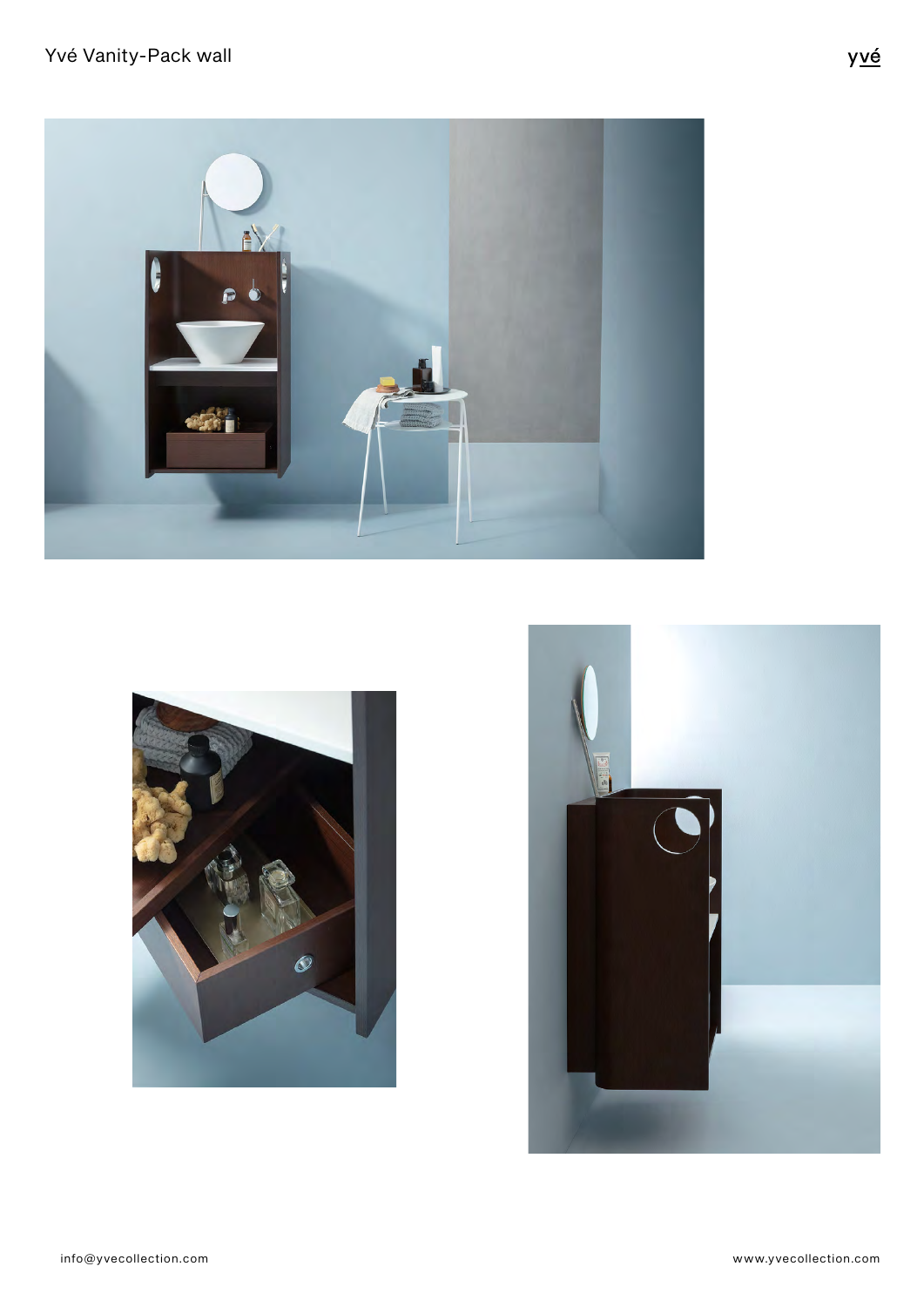# Yvé Vanity-Pack wall